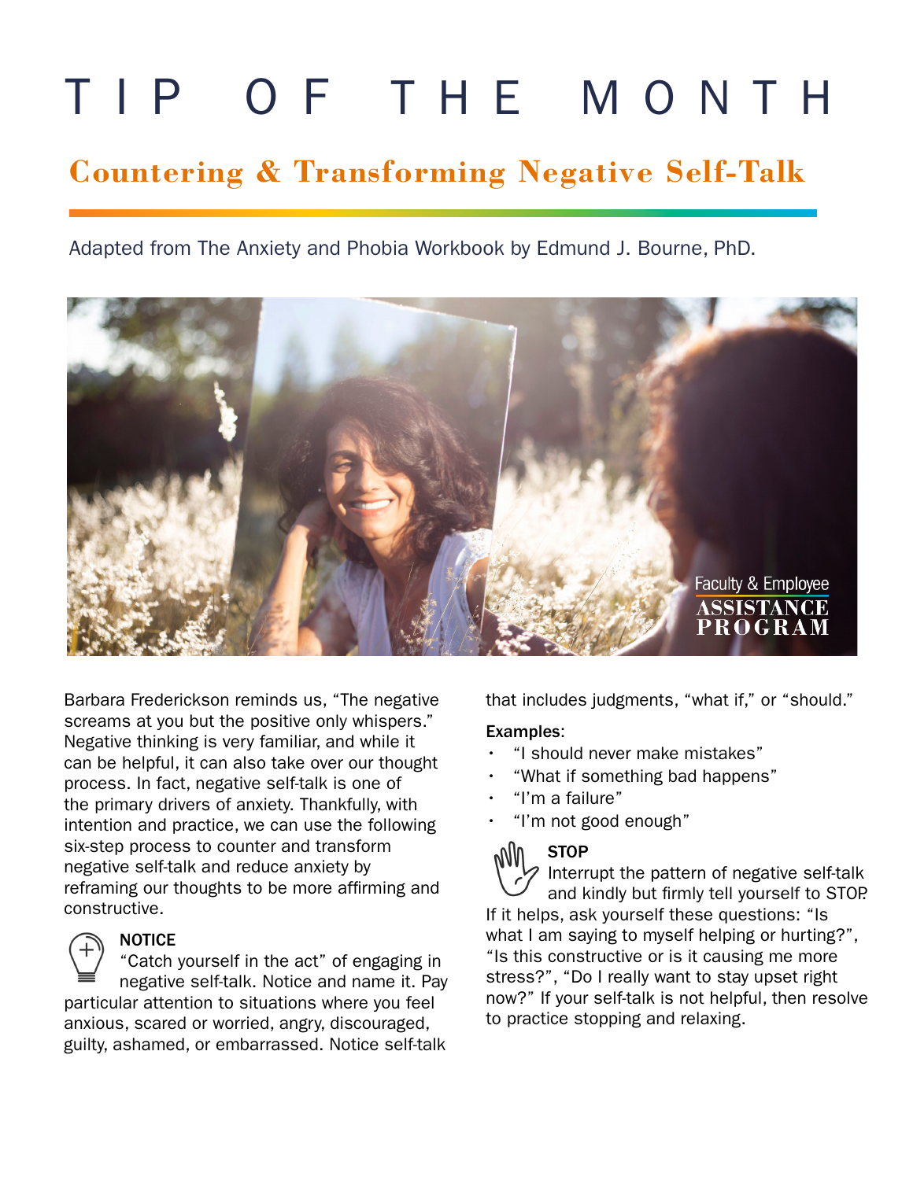# TIP OF THE MONTH

## Countering & Transforming Negative Self-Talk

Adapted from The Anxiety and Phobia Workbook by Edmund J. Bourne, PhD.

Faculty & Employee ASSISTANCE PROGRAM

Barbara Frederickson reminds us, "The negative screams at you but the positive only whispers." Negative thinking is very familiar, and while it can be helpful, it can also take over our thought process. In fact, negative self-talk is one of the primary drivers of anxiety. Thankfully, with intention and practice, we can use the following six-step process to counter and transform negative self-talk and reduce anxiety by reframing our thoughts to be more affirming and constructive.

### NOTICE

"Catch yourself in the act" of engaging in negative self-talk. Notice and name it. Pay particular attention to situations where you feel anxious, scared or worried, angry, discouraged, guilty, ashamed, or embarrassed. Notice self-talk that includes judgments, "what if," or "should."

Examples:

- "I should never make mistakes"
- "What if something bad happens"
- "I'm a failure"
- "I'm not good enough"

### STOP

Interrupt the pattern of negative self-talk and kindly but firmly tell yourself to STOP. If it helps, ask yourself these questions: "Is what I am saying to myself helping or hurting?", "Is this constructive or is it causing me more stress?", "Do I really want to stay upset right now?" If your self-talk is not helpful, then resolve to practice stopping and relaxing.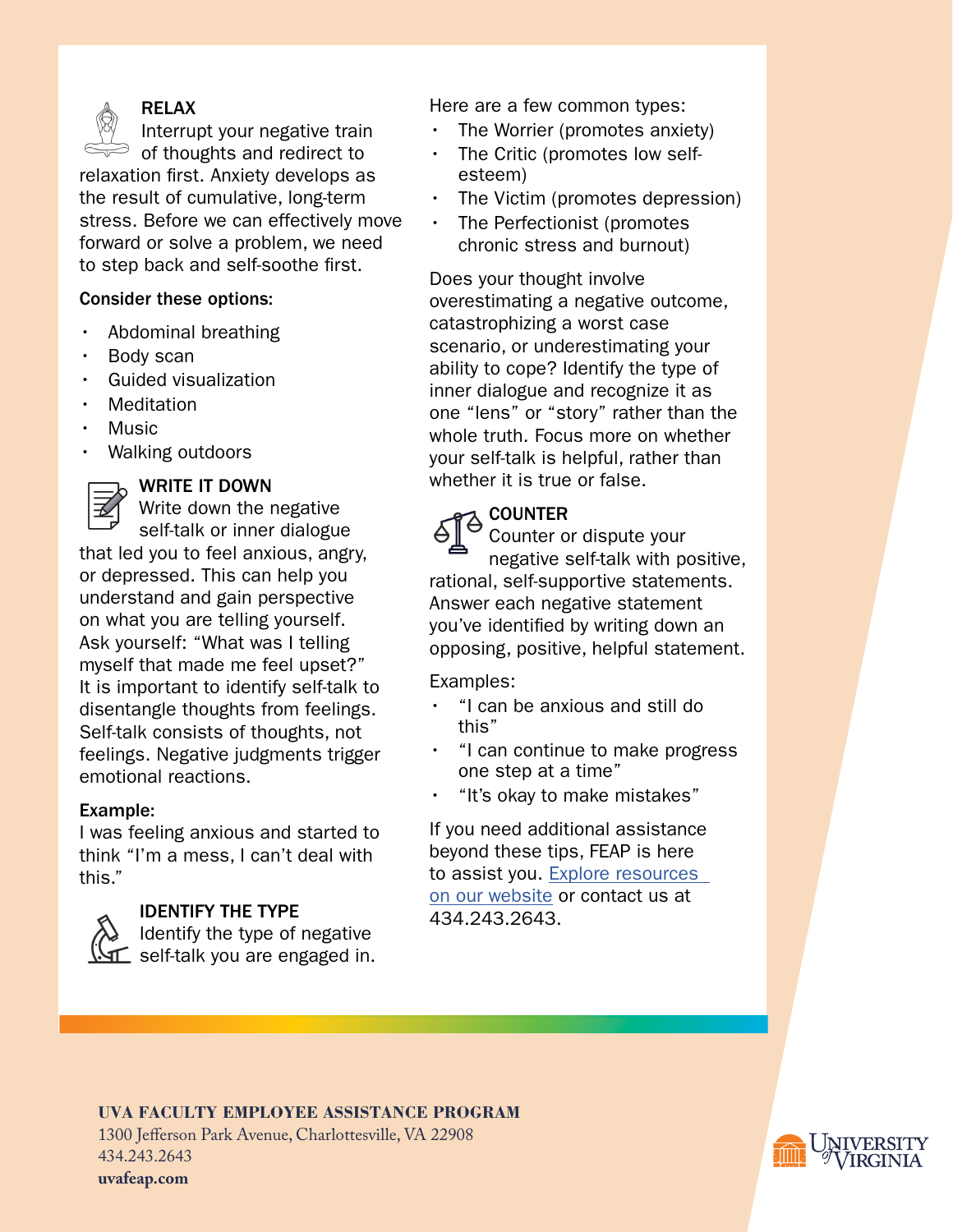### RELAX

Interrupt your negative train of thoughts and redirect to relaxation first. Anxiety develops as the result of cumulative, long-term stress. Before we can effectively move forward or solve a problem, we need to step back and self-soothe first.

**Consider these options:**

- Abdominal breathing
- Body scan
- Guided visualization
- Meditation
- Music
- Walking outdoors

### WRITE IT DOWN

Write down the negative self-talk or inner dialogue that led you to feel anxious, angry, or depressed. This can help you understand and gain perspective on what you are telling yourself. Ask yourself: "What was I telling myself that made me feel upset?" It is important to identify self-talk to disentangle thoughts from feelings. Self-talk consists of thoughts, not feelings. Negative judgments trigger emotional reactions.

**Example:**

I was feeling anxious and started to think "I'm a mess, I can't deal with this."

### IDENTIFY THE TYPE

Identify the type of negative self-talk you are engaged in.

Here are a few common types:

- The Worrier (promotes anxiety)
- The Critic (promotes low self-esteem)
- The Victim (promotes depression)
- The Perfectionist (promotes chronic stress and burnout)

Does your thought involve overestimating a negative outcome, catastrophizing a worst case scenario, or underestimating your ability to cope? Identify the type of inner dialogue and recognize it as one "lens" or "story" rather than the whole truth. Focus more on whether your self-talk is helpful, rather than whether it is true or false.

### COUNTER

Counter or dispute your negative self-talk with positive, rational, self-supportive statements. Answer each negative statement you've identified by writing down an opposing, positive, helpful statement.

Examples:

- "I can be anxious and still do this"
- "I can continue to make progress one step at a time"
- "It's okay to make mistakes"

If you need additional assistance beyond these tips, FEAP is here to assist you. [Explore resources on our website]() or contact us at 434.243.2643.

**UVA FACULTY EMPLOYEE ASSISTANCE PROGRAM**
1300 Jefferson Park Avenue, Charlottesville, VA 22908
434.243.2643
**uvafeap.com**

University of Virginia